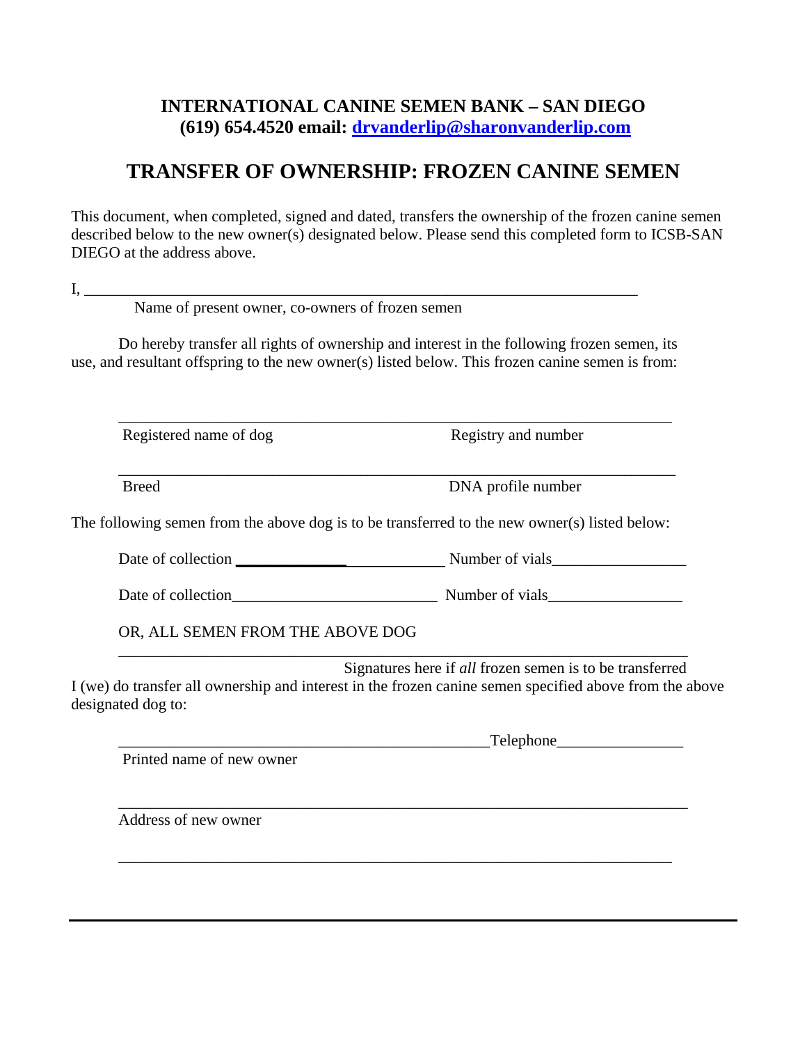**INTERNATIONAL CANINE SEMEN BANK – SAN DIEGO**
**(619) 654.4520 email: [drvanderlip@sharonvanderlip.com](mailto:drvanderlip@sharonvanderlip.com)**

# TRANSFER OF OWNERSHIP: FROZEN CANINE SEMEN

This document, when completed, signed and dated, transfers the ownership of the frozen canine semen described below to the new owner(s) designated below. Please send this completed form to ICSB-SAN DIEGO at the address above.

I, ___________________________________________________________________________

Name of present owner, co-owners of frozen semen

Do hereby transfer all rights of ownership and interest in the following frozen semen, its use, and resultant offspring to the new owner(s) listed below. This frozen canine semen is from:

___________________________________________________________________________

Registered name of dog                                        Registry and number

___________________________________________________________________________

Breed                                        DNA profile number

The following semen from the above dog is to be transferred to the new owner(s) listed below:

Date of collection __________________________ Number of vials_________________

Date of collection__________________________ Number of vials_________________

OR, ALL SEMEN FROM THE ABOVE DOG

___________________________________________________________________________

Signatures here if *all* frozen semen is to be transferred

I (we) do transfer all ownership and interest in the frozen canine semen specified above from the above designated dog to:

_________________________________________________Telephone________________

Printed name of new owner

___________________________________________________________________________

Address of new owner

___________________________________________________________________________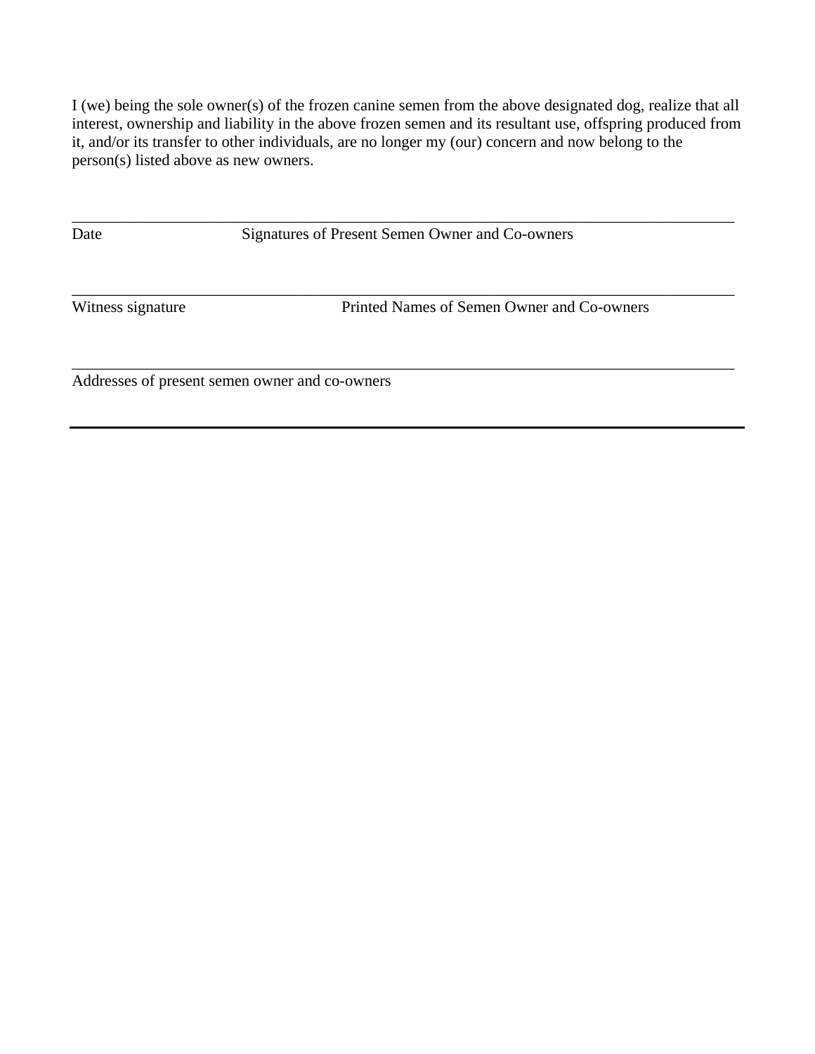I (we) being the sole owner(s) of the frozen canine semen from the above designated dog, realize that all interest, ownership and liability in the above frozen semen and its resultant use, offspring produced from it, and/or its transfer to other individuals, are no longer my (our) concern and now belong to the person(s) listed above as new owners.

\_\_\_\_\_\_\_\_\_\_\_\_\_\_\_\_\_\_\_\_\_\_\_\_\_\_\_\_\_\_\_\_\_\_\_\_\_\_\_\_\_\_\_\_\_\_\_\_\_\_\_\_\_\_\_\_\_\_\_\_\_\_\_\_\_\_\_\_\_\_\_\_\_\_\_\_\_\_\_\_\_\_

Date                                   Signatures of Present Semen Owner and Co-owners

\_\_\_\_\_\_\_\_\_\_\_\_\_\_\_\_\_\_\_\_\_\_\_\_\_\_\_\_\_\_\_\_\_\_\_\_\_\_\_\_\_\_\_\_\_\_\_\_\_\_\_\_\_\_\_\_\_\_\_\_\_\_\_\_\_\_\_\_\_\_\_\_\_\_\_\_\_\_\_\_\_\_

Witness signature                                   Printed Names of Semen Owner and Co-owners

\_\_\_\_\_\_\_\_\_\_\_\_\_\_\_\_\_\_\_\_\_\_\_\_\_\_\_\_\_\_\_\_\_\_\_\_\_\_\_\_\_\_\_\_\_\_\_\_\_\_\_\_\_\_\_\_\_\_\_\_\_\_\_\_\_\_\_\_\_\_\_\_\_\_\_\_\_\_\_\_\_\_

Addresses of present semen owner and co-owners

---